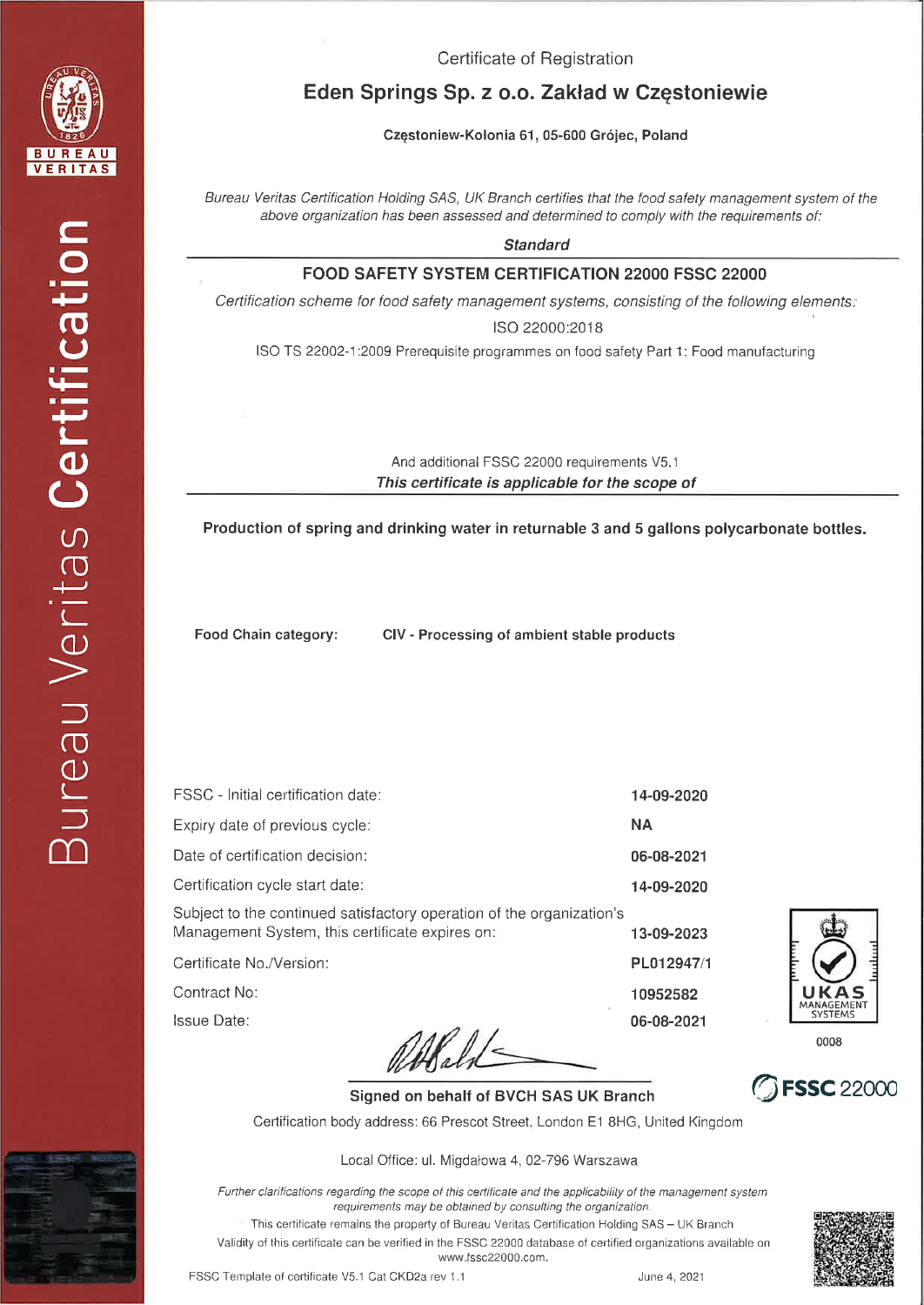Certificate of Registration

# Eden Springs Sp. z o.o. Zakład w Częstoniewie

**Częstoniew-Kolonia 61, 05-600 Grójec, Poland**

*Bureau Veritas Certification Holding SAS, UK Branch certifies that the food safety management system of the above organization has been assessed and determined to comply with the requirements of:*

***Standard***

**FOOD SAFETY SYSTEM CERTIFICATION 22000 FSSC 22000**

*Certification scheme for food safety management systems, consisting of the following elements:*

ISO 22000:2018

ISO TS 22002-1:2009 Prerequisite programmes on food safety Part 1: Food manufacturing

And additional FSSC 22000 requirements V5.1

***This certificate is applicable for the scope of***

**Production of spring and drinking water in returnable 3 and 5 gallons polycarbonate bottles.**

**Food Chain category:** **CIV - Processing of ambient stable products**

| | |
|---|---|
| FSSC - Initial certification date: | **14-09-2020** |
| Expiry date of previous cycle: | **NA** |
| Date of certification decision: | **06-08-2021** |
| Certification cycle start date: | **14-09-2020** |
| Subject to the continued satisfactory operation of the organization's Management System, this certificate expires on: | **13-09-2023** |
| Certificate No./Version: | **PL012947/1** |
| Contract No: | **10952582** |
| Issue Date: | **06-08-2021** |

UKAS MANAGEMENT SYSTEMS 0008

FSSC 22000

**Signed on behalf of BVCH SAS UK Branch**

Certification body address: 66 Prescot Street, London E1 8HG, United Kingdom

Local Office: ul. Migdałowa 4, 02-796 Warszawa

*Further clarifications regarding the scope of this certificate and the applicability of the management system requirements may be obtained by consulting the organization.*

This certificate remains the property of Bureau Veritas Certification Holding SAS – UK Branch

Validity of this certificate can be verified in the FSSC 22000 database of certified organizations available on www.fssc22000.com.

FSSC Template of certificate V5.1 Cat CKD2a rev 1.1 June 4, 2021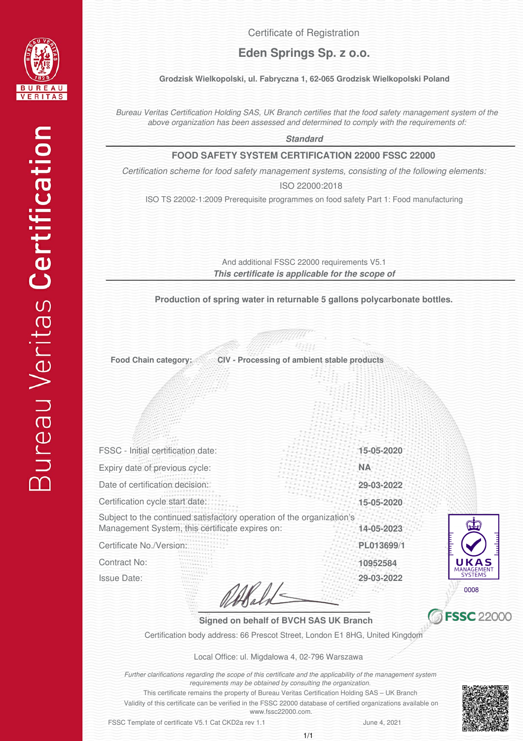Bureau Veritas **Certification**

Certificate of Registration

# Eden Springs Sp. z o.o.

**Grodzisk Wielkopolski, ul. Fabryczna 1, 62-065 Grodzisk Wielkopolski Poland**

*Bureau Veritas Certification Holding SAS, UK Branch certifies that the food safety management system of the above organization has been assessed and determined to comply with the requirements of:*

***Standard***

---

**FOOD SAFETY SYSTEM CERTIFICATION 22000 FSSC 22000**

*Certification scheme for food safety management systems, consisting of the following elements:*

ISO 22000:2018

ISO TS 22002-1:2009 Prerequisite programmes on food safety Part 1: Food manufacturing

And additional FSSC 22000 requirements V5.1

***This certificate is applicable for the scope of***

---

**Production of spring water in returnable 5 gallons polycarbonate bottles.**

**Food Chain category:** **CIV - Processing of ambient stable products**

| | |
|---|---|
| FSSC - Initial certification date: | **15-05-2020** |
| Expiry date of previous cycle: | **NA** |
| Date of certification decision: | **29-03-2022** |
| Certification cycle start date: | **15-05-2020** |
| Subject to the continued satisfactory operation of the organization's Management System, this certificate expires on: | **14-05-2023** |
| Certificate No./Version: | **PL013699/1** |
| Contract No: | **10952584** |
| Issue Date: | **29-03-2022** |

UKAS MANAGEMENT SYSTEMS 0008

FSSC 22000

**Signed on behalf of BVCH SAS UK Branch**

Certification body address: 66 Prescot Street, London E1 8HG, United Kingdom

Local Office: ul. Migdałowa 4, 02-796 Warszawa

*Further clarifications regarding the scope of this certificate and the applicability of the management system requirements may be obtained by consulting the organization.*

This certificate remains the property of Bureau Veritas Certification Holding SAS – UK Branch

Validity of this certificate can be verified in the FSSC 22000 database of certified organizations available on www.fssc22000.com.

FSSC Template of certificate V5.1 Cat CKD2a rev 1.1 June 4, 2021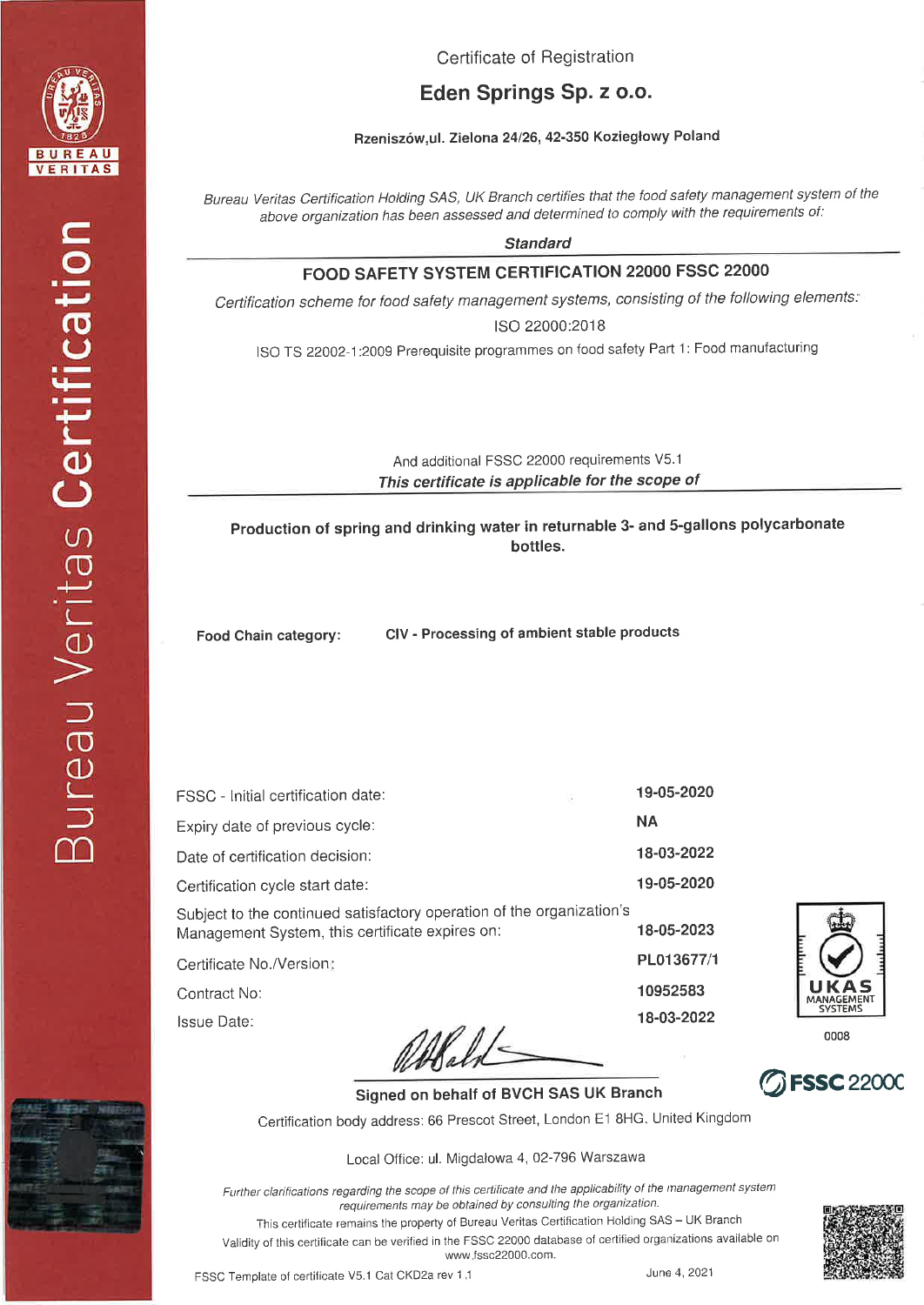Certificate of Registration

# Eden Springs Sp. z o.o.

**Rzeniszów,ul. Zielona 24/26, 42-350 Koziegłowy Poland**

*Bureau Veritas Certification Holding SAS, UK Branch certifies that the food safety management system of the above organization has been assessed and determined to comply with the requirements of:*

***Standard***

**FOOD SAFETY SYSTEM CERTIFICATION 22000 FSSC 22000**

*Certification scheme for food safety management systems, consisting of the following elements:*

ISO 22000:2018

ISO TS 22002-1:2009 Prerequisite programmes on food safety Part 1: Food manufacturing

And additional FSSC 22000 requirements V5.1

***This certificate is applicable for the scope of***

**Production of spring and drinking water in returnable 3- and 5-gallons polycarbonate bottles.**

**Food Chain category:** **CIV - Processing of ambient stable products**

| | |
|---|---|
| FSSC - Initial certification date: | **19-05-2020** |
| Expiry date of previous cycle: | **NA** |
| Date of certification decision: | **18-03-2022** |
| Certification cycle start date: | **19-05-2020** |
| Subject to the continued satisfactory operation of the organization's Management System, this certificate expires on: | **18-05-2023** |
| Certificate No./Version: | **PL013677/1** |
| Contract No: | **10952583** |
| Issue Date: | **18-03-2022** |

UKAS MANAGEMENT SYSTEMS 0008

FSSC 22000

**Signed on behalf of BVCH SAS UK Branch**

Certification body address: 66 Prescot Street, London E1 8HG. United Kingdom

Local Office: ul. Migdałowa 4, 02-796 Warszawa

*Further clarifications regarding the scope of this certificate and the applicability of the management system requirements may be obtained by consulting the organization.*

This certificate remains the property of Bureau Veritas Certification Holding SAS – UK Branch

Validity of this certificate can be verified in the FSSC 22000 database of certified organizations available on www.fssc22000.com.

FSSC Template of certificate V5.1 Cat CKD2a rev 1.1 June 4, 2021